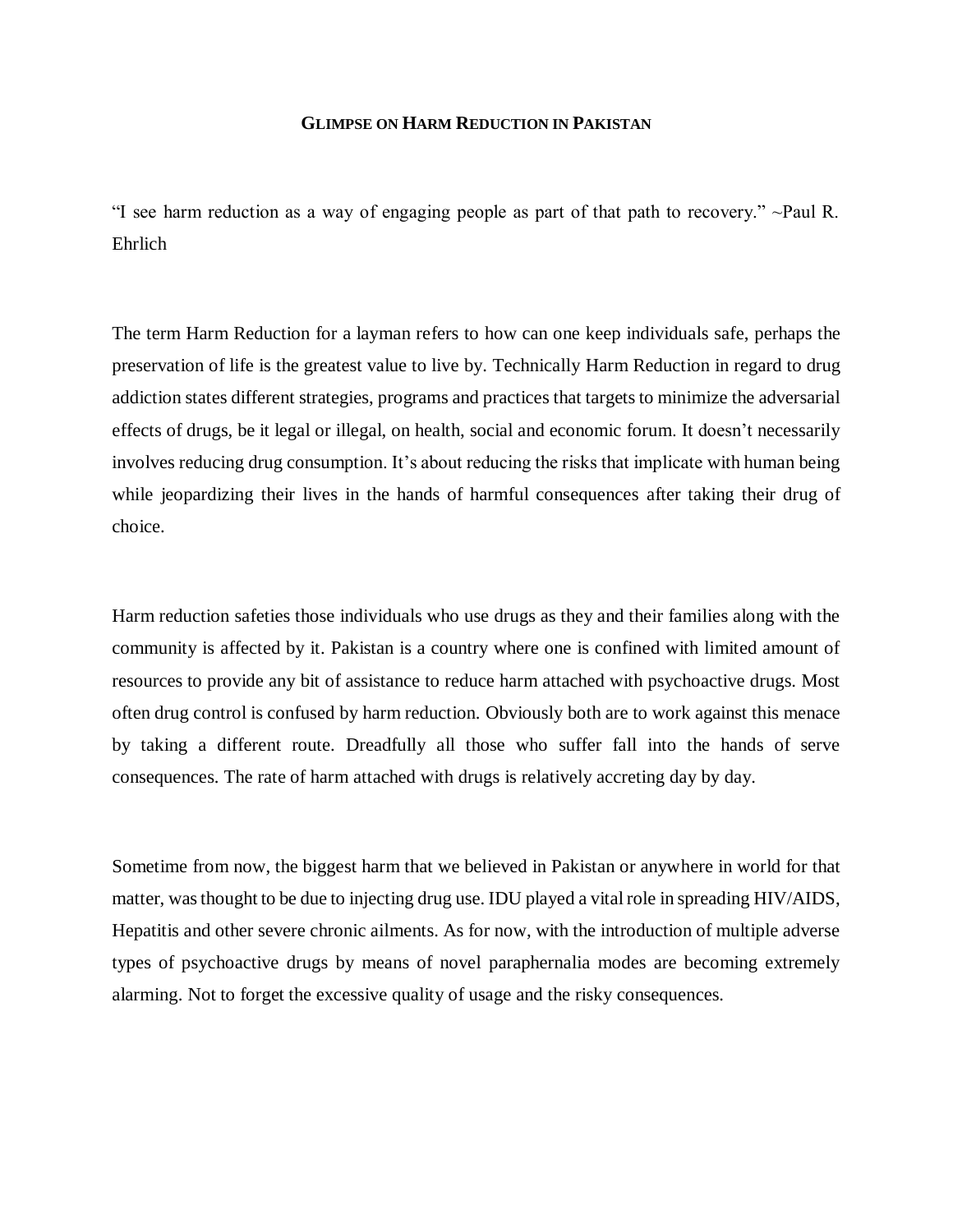# GLIMPSE ON HARM REDUCTION IN PAKISTAN

"I see harm reduction as a way of engaging people as part of that path to recovery." ~Paul R. Ehrlich

The term Harm Reduction for a layman refers to how can one keep individuals safe, perhaps the preservation of life is the greatest value to live by. Technically Harm Reduction in regard to drug addiction states different strategies, programs and practices that targets to minimize the adversarial effects of drugs, be it legal or illegal, on health, social and economic forum. It doesn't necessarily involves reducing drug consumption. It's about reducing the risks that implicate with human being while jeopardizing their lives in the hands of harmful consequences after taking their drug of choice.

Harm reduction safeties those individuals who use drugs as they and their families along with the community is affected by it. Pakistan is a country where one is confined with limited amount of resources to provide any bit of assistance to reduce harm attached with psychoactive drugs. Most often drug control is confused by harm reduction. Obviously both are to work against this menace by taking a different route. Dreadfully all those who suffer fall into the hands of serve consequences. The rate of harm attached with drugs is relatively accreting day by day.

Sometime from now, the biggest harm that we believed in Pakistan or anywhere in world for that matter, was thought to be due to injecting drug use. IDU played a vital role in spreading HIV/AIDS, Hepatitis and other severe chronic ailments. As for now, with the introduction of multiple adverse types of psychoactive drugs by means of novel paraphernalia modes are becoming extremely alarming. Not to forget the excessive quality of usage and the risky consequences.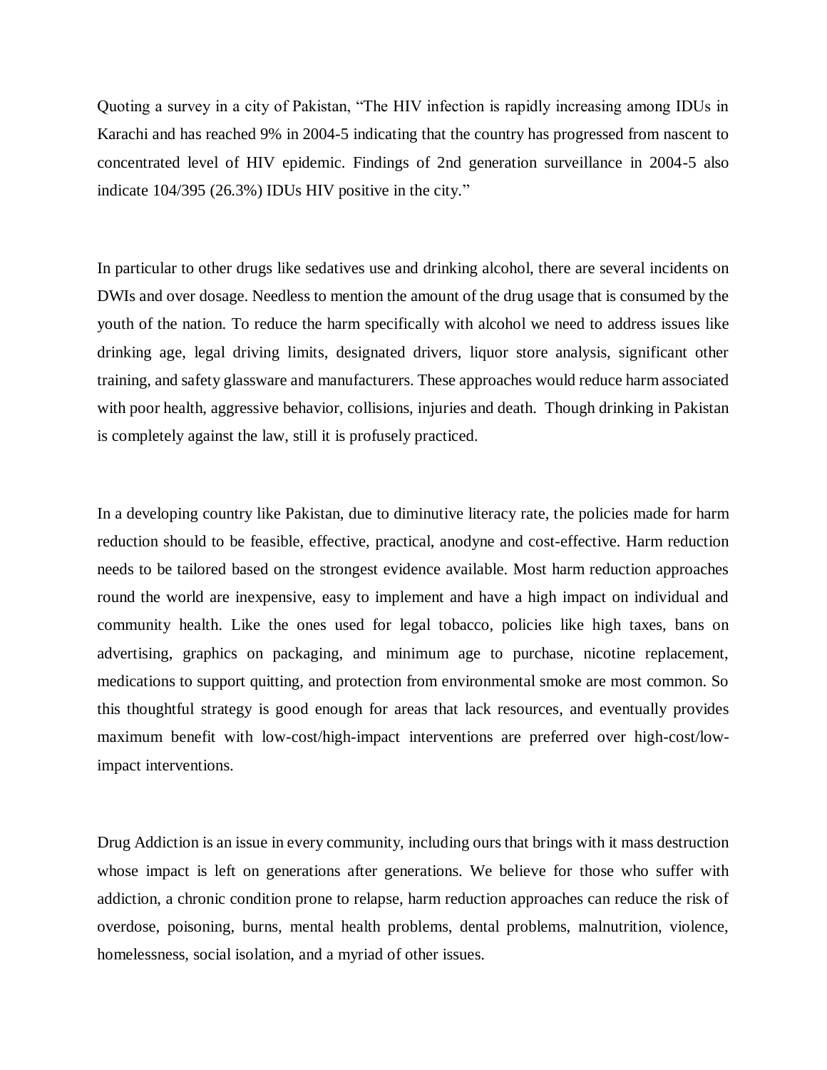Quoting a survey in a city of Pakistan, "The HIV infection is rapidly increasing among IDUs in Karachi and has reached 9% in 2004-5 indicating that the country has progressed from nascent to concentrated level of HIV epidemic. Findings of 2nd generation surveillance in 2004-5 also indicate 104/395 (26.3%) IDUs HIV positive in the city."

In particular to other drugs like sedatives use and drinking alcohol, there are several incidents on DWIs and over dosage. Needless to mention the amount of the drug usage that is consumed by the youth of the nation. To reduce the harm specifically with alcohol we need to address issues like drinking age, legal driving limits, designated drivers, liquor store analysis, significant other training, and safety glassware and manufacturers. These approaches would reduce harm associated with poor health, aggressive behavior, collisions, injuries and death. Though drinking in Pakistan is completely against the law, still it is profusely practiced.

In a developing country like Pakistan, due to diminutive literacy rate, the policies made for harm reduction should to be feasible, effective, practical, anodyne and cost-effective. Harm reduction needs to be tailored based on the strongest evidence available. Most harm reduction approaches round the world are inexpensive, easy to implement and have a high impact on individual and community health. Like the ones used for legal tobacco, policies like high taxes, bans on advertising, graphics on packaging, and minimum age to purchase, nicotine replacement, medications to support quitting, and protection from environmental smoke are most common. So this thoughtful strategy is good enough for areas that lack resources, and eventually provides maximum benefit with low-cost/high-impact interventions are preferred over high-cost/low-impact interventions.

Drug Addiction is an issue in every community, including ours that brings with it mass destruction whose impact is left on generations after generations. We believe for those who suffer with addiction, a chronic condition prone to relapse, harm reduction approaches can reduce the risk of overdose, poisoning, burns, mental health problems, dental problems, malnutrition, violence, homelessness, social isolation, and a myriad of other issues.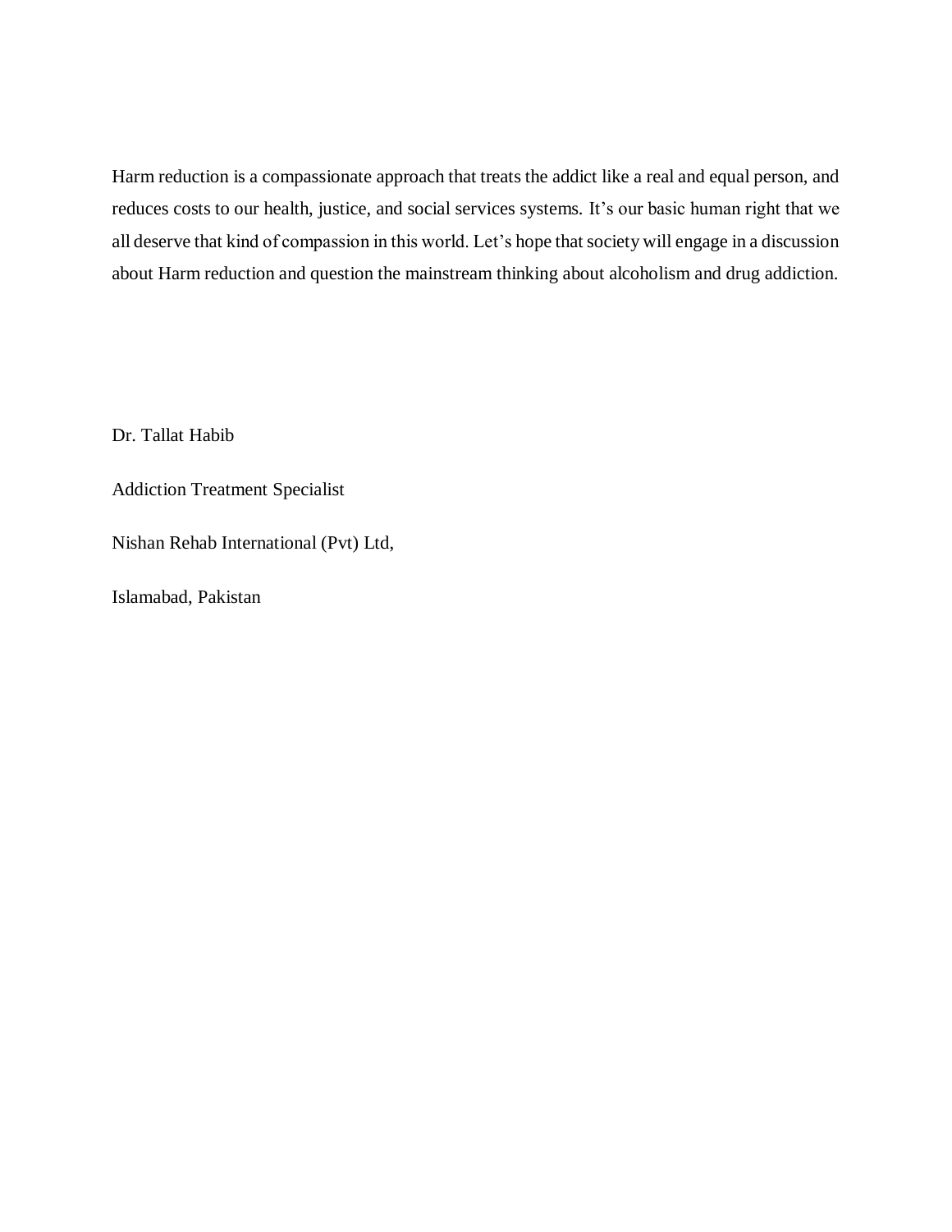Harm reduction is a compassionate approach that treats the addict like a real and equal person, and reduces costs to our health, justice, and social services systems. It's our basic human right that we all deserve that kind of compassion in this world. Let's hope that society will engage in a discussion about Harm reduction and question the mainstream thinking about alcoholism and drug addiction.

Dr. Tallat Habib

Addiction Treatment Specialist

Nishan Rehab International (Pvt) Ltd,

Islamabad, Pakistan